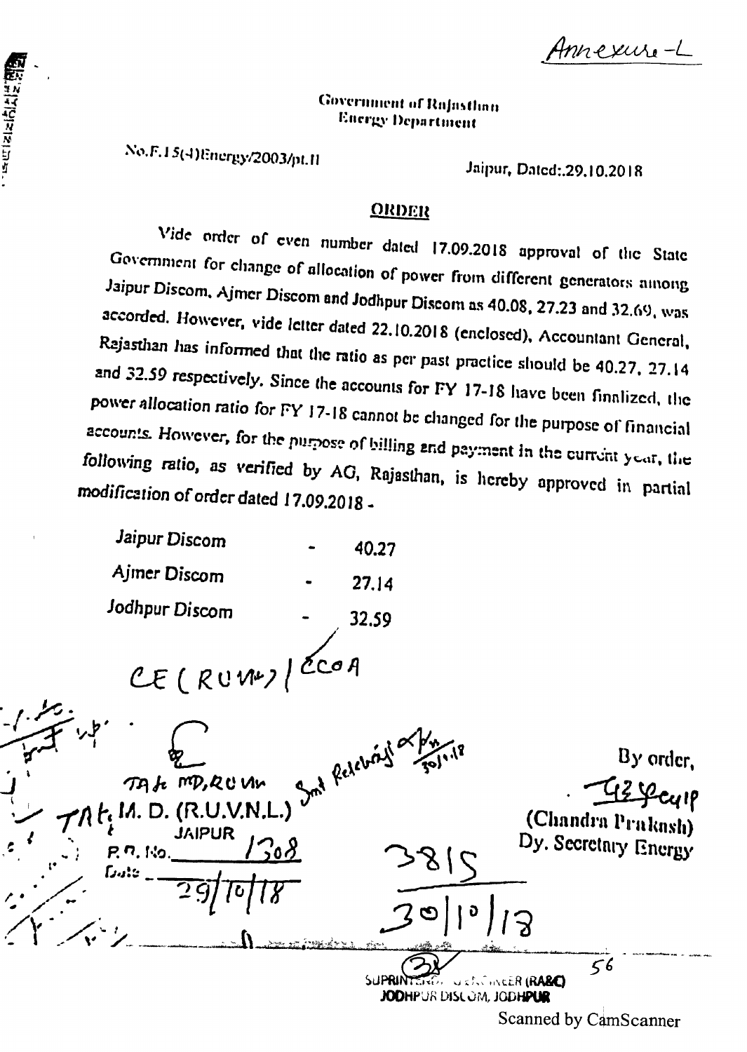Annexure-L

Government of Rajasthan
Energy Department

No.F.15(4)Energy/2003/pt.II

Jaipur, Dated:.29.10.2018

## ORDER

Vide order of even number dated 17.09.2018 approval of the State Government for change of allocation of power from different generators among Jaipur Discom, Ajmer Discom and Jodhpur Discom as 40.08, 27.23 and 32.69, was accorded. However, vide letter dated 22.10.2018 (enclosed), Accountant General, Rajasthan has informed that the ratio as per past practice should be 40.27, 27.14 and 32.59 respectively. Since the accounts for FY 17-18 have been finalized, the power allocation ratio for FY 17-18 cannot be changed for the purpose of financial accounts. However, for the purpose of billing and payment in the current year, the following ratio, as verified by AG, Rajasthan, is hereby approved in partial modification of order dated 17.09.2018 -

| | | |
|---|---|---|
| Jaipur Discom | - | 40.27 |
| Ajmer Discom | - | 27.14 |
| Jodhpur Discom | - | 32.59 |

CE (RUVN) / CCOA

TA to MD, RUVN

TA to M. D. (R.U.V.N.L.)
JAIPUR
P. R. No. 1308
Date 29/10/18

Smt Relevant 30/10/18

3815
30/10/18

SUPRINTENDING ENGINEER (RA&C)
JODHPUR DISCOM, JODHPUR

By order,

(Chandra Prakash)
Dy. Secretary Energy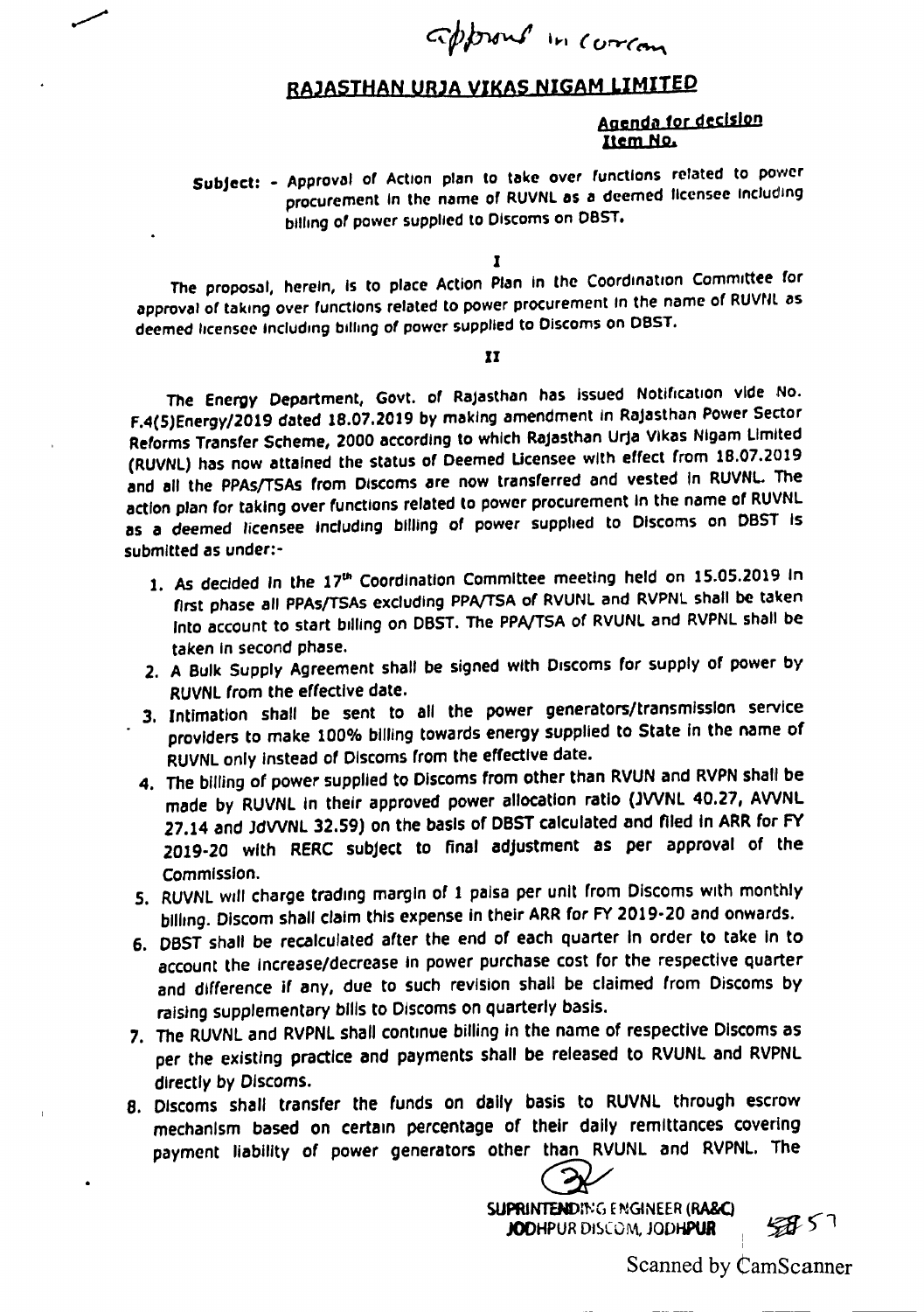Approved in Corr(??)

## RAJASTHAN URJA VIKAS NIGAM LIMITED

**Agenda for decision**
**Item No.**

**Subject: -** Approval of Action plan to take over functions related to power procurement in the name of RUVNL as a deemed licensee including billing of power supplied to Discoms on DBST.

I

The proposal, herein, is to place Action Plan in the Coordination Committee for approval of taking over functions related to power procurement in the name of RUVNL as deemed licensee including billing of power supplied to Discoms on DBST.

II

The Energy Department, Govt. of Rajasthan has issued Notification vide No. F.4(5)Energy/2019 dated 18.07.2019 by making amendment in Rajasthan Power Sector Reforms Transfer Scheme, 2000 according to which Rajasthan Urja Vikas Nigam Limited (RUVNL) has now attained the status of Deemed Licensee with effect from 18.07.2019 and all the PPAs/TSAs from Discoms are now transferred and vested in RUVNL. The action plan for taking over functions related to power procurement in the name of RUVNL as a deemed licensee including billing of power supplied to Discoms on DBST is submitted as under:-

1. As decided in the 17th Coordination Committee meeting held on 15.05.2019 in first phase all PPAs/TSAs excluding PPA/TSA of RVUNL and RVPNL shall be taken into account to start billing on DBST. The PPA/TSA of RVUNL and RVPNL shall be taken in second phase.
2. A Bulk Supply Agreement shall be signed with Discoms for supply of power by RUVNL from the effective date.
3. Intimation shall be sent to all the power generators/transmission service providers to make 100% billing towards energy supplied to State in the name of RUVNL only instead of Discoms from the effective date.
4. The billing of power supplied to Discoms from other than RVUN and RVPN shall be made by RUVNL in their approved power allocation ratio (JVVNL 40.27, AVVNL 27.14 and JdVVNL 32.59) on the basis of DBST calculated and filed in ARR for FY 2019-20 with RERC subject to final adjustment as per approval of the Commission.
5. RUVNL will charge trading margin of 1 paisa per unit from Discoms with monthly billing. Discom shall claim this expense in their ARR for FY 2019-20 and onwards.
6. DBST shall be recalculated after the end of each quarter in order to take in to account the increase/decrease in power purchase cost for the respective quarter and difference if any, due to such revision shall be claimed from Discoms by raising supplementary bills to Discoms on quarterly basis.
7. The RUVNL and RVPNL shall continue billing in the name of respective Discoms as per the existing practice and payments shall be released to RVUNL and RVPNL directly by Discoms.
8. Discoms shall transfer the funds on daily basis to RUVNL through escrow mechanism based on certain percentage of their daily remittances covering payment liability of power generators other than RVUNL and RVPNL. The

SUPRINTENDING ENGINEER (RA&C)
JODHPUR DISCOM, JODHPUR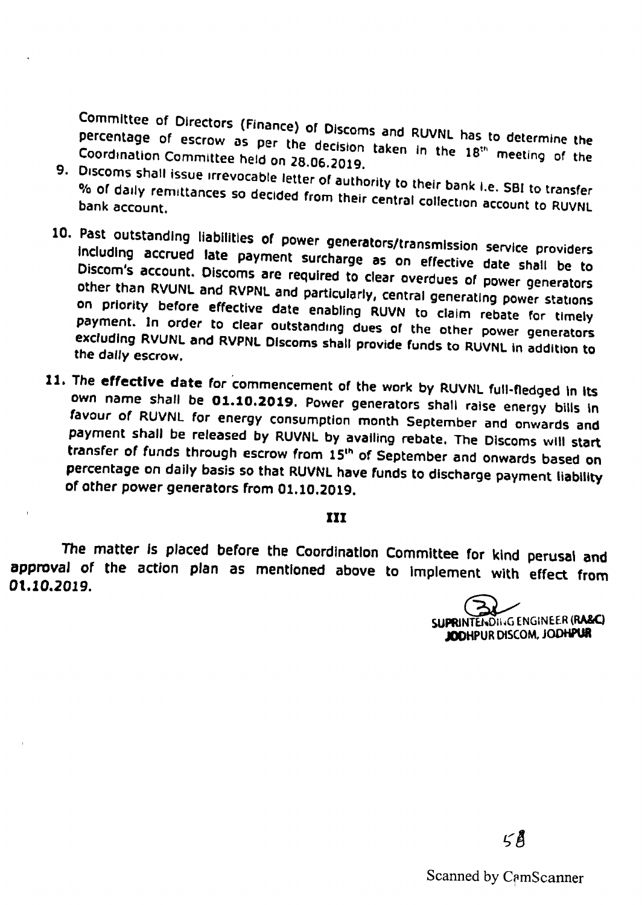Committee of Directors (Finance) of Discoms and RUVNL has to determine the percentage of escrow as per the decision taken in the 18th meeting of the Coordination Committee held on 28.06.2019.

9. Discoms shall issue irrevocable letter of authority to their bank i.e. SBI to transfer % of daily remittances so decided from their central collection account to RUVNL bank account.

10. Past outstanding liabilities of power generators/transmission service providers including accrued late payment surcharge as on effective date shall be to Discom's account. Discoms are required to clear overdues of power generators other than RVUNL and RVPNL and particularly, central generating power stations on priority before effective date enabling RUVN to claim rebate for timely payment. In order to clear outstanding dues of the other power generators excluding RVUNL and RVPNL Discoms shall provide funds to RUVNL in addition to the daily escrow.

11. The **effective date** for commencement of the work by RUVNL full-fledged in its own name shall be **01.10.2019**. Power generators shall raise energy bills in favour of RUVNL for energy consumption month September and onwards and payment shall be released by RUVNL by availing rebate. The Discoms will start transfer of funds through escrow from 15th of September and onwards based on percentage on daily basis so that RUVNL have funds to discharge payment liability of other power generators from 01.10.2019.

**III**

The matter is placed before the Coordination Committee for kind perusal and approval of the action plan as mentioned above to implement with effect from ***01.10.2019***.

**SUPRINTENDING ENGINEER (RA&C)**
**JODHPUR DISCOM, JODHPUR**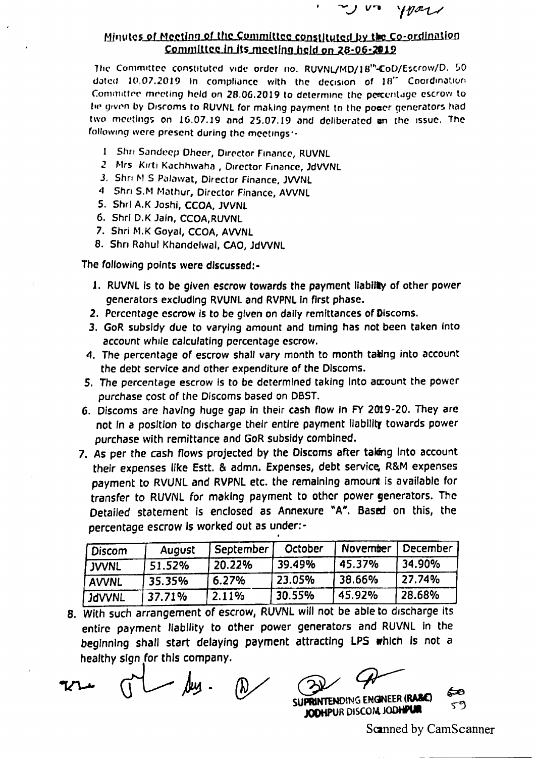## Minutes of Meeting of the Committee constituted by the Co-ordination Committee in its meeting held on 28-06-2019

The Committee constituted vide order no. RUVNL/MD/18th-CoD/Escrow/D. 50 dated 10.07.2019 in compliance with the decision of 18th Coordination Committee meeting held on 28.06.2019 to determine the percentage escrow to be given by Discoms to RUVNL for making payment to the power generators had two meetings on 16.07.19 and 25.07.19 and deliberated on the issue. The following were present during the meetings:-

1. Shri Sandeep Dheer, Director Finance, RUVNL
2. Mrs Kirti Kachhwaha , Director Finance, JdVVNL
3. Shri M S Palawat, Director Finance, JVVNL
4. Shri S.M Mathur, Director Finance, AVVNL
5. Shri A.K Joshi, CCOA, JVVNL
6. Shri D.K Jain, CCOA,RUVNL
7. Shri M.K Goyal, CCOA, AVVNL
8. Shri Rahul Khandelwal, CAO, JdVVNL

The following points were discussed:-

1. RUVNL is to be given escrow towards the payment liability of other power generators excluding RVUNL and RVPNL in first phase.
2. Percentage escrow is to be given on daily remittances of Discoms.
3. GoR subsidy due to varying amount and timing has not been taken into account while calculating percentage escrow.
4. The percentage of escrow shall vary month to month taking into account the debt service and other expenditure of the Discoms.
5. The percentage escrow is to be determined taking into account the power purchase cost of the Discoms based on DBST.
6. Discoms are having huge gap in their cash flow in FY 2019-20. They are not in a position to discharge their entire payment liability towards power purchase with remittance and GoR subsidy combined.
7. As per the cash flows projected by the Discoms after taking into account their expenses like Estt. & admn. Expenses, debt service, R&M expenses payment to RVUNL and RVPNL etc. the remaining amount is available for transfer to RUVNL for making payment to other power generators. The Detailed statement is enclosed as Annexure "A". Based on this, the percentage escrow is worked out as under:-

| Discom | August | September | October | November | December |
|---|---|---|---|---|---|
| JVVNL | 51.52% | 20.22% | 39.49% | 45.37% | 34.90% |
| AVVNL | 35.35% | 6.27% | 23.05% | 38.66% | 27.74% |
| JdVVNL | 37.71% | 2.11% | 30.55% | 45.92% | 28.68% |

8. With such arrangement of escrow, RUVNL will not be able to discharge its entire payment liability to other power generators and RUVNL in the beginning shall start delaying payment attracting LPS which is not a healthy sign for this company.

SUPERINTENDING ENGINEER (RA&C)
JODHPUR DISCOM, JODHPUR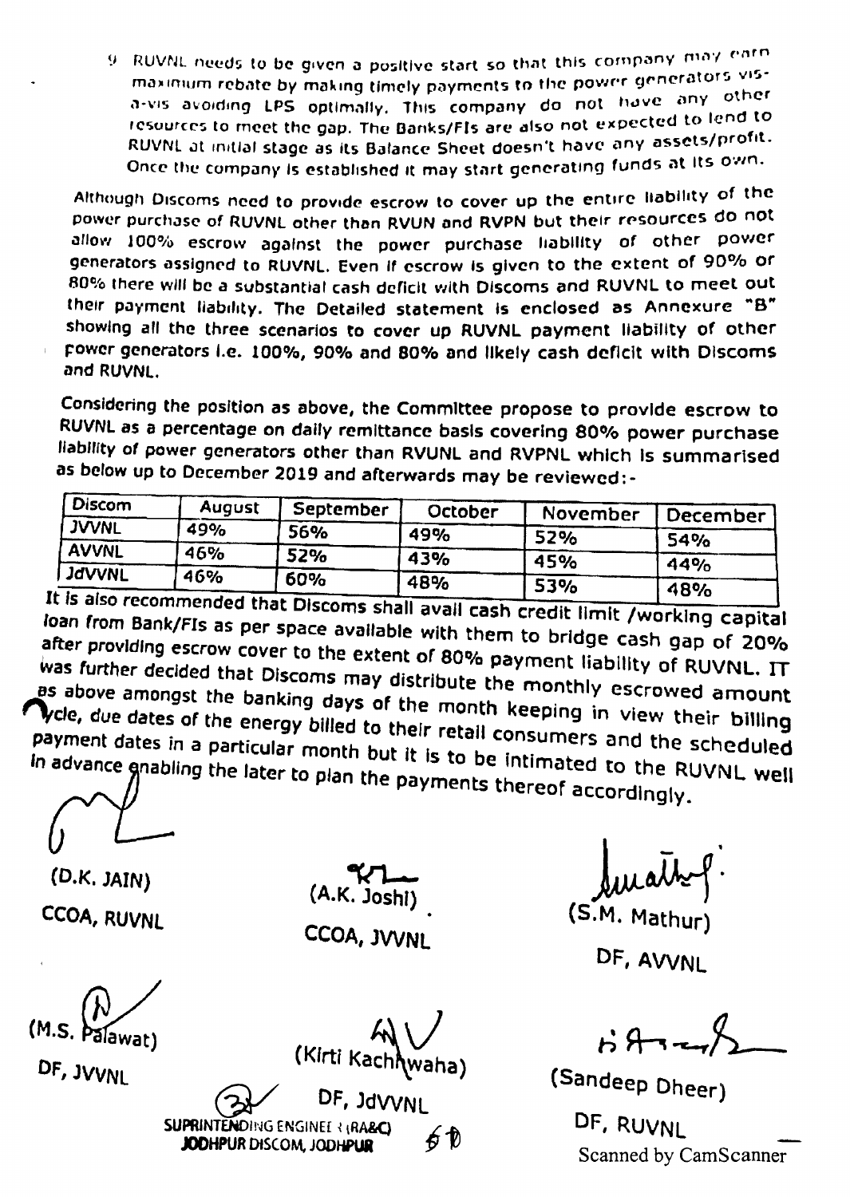9 RUVNL needs to be given a positive start so that this company may earn maximum rebate by making timely payments to the power generators vis-a-vis avoiding LPS optimally. This company do not have any other resources to meet the gap. The Banks/FIs are also not expected to lend to RUVNL at initial stage as its Balance Sheet doesn't have any assets/profit. Once the company is established it may start generating funds at its own.

Although Discoms need to provide escrow to cover up the entire liability of the power purchase of RUVNL other than RVUN and RVPN but their resources do not allow 100% escrow against the power purchase liability of other power generators assigned to RUVNL. Even if escrow is given to the extent of 90% or 80% there will be a substantial cash deficit with Discoms and RUVNL to meet out their payment liability. The Detailed statement is enclosed as Annexure "B" showing all the three scenarios to cover up RUVNL payment liability of other power generators i.e. 100%, 90% and 80% and likely cash deficit with Discoms and RUVNL.

Considering the position as above, the Committee propose to provide escrow to RUVNL as a percentage on daily remittance basis covering 80% power purchase liability of power generators other than RVUNL and RVPNL which is summarised as below up to December 2019 and afterwards may be reviewed:-

| Discom | August | September | October | November | December |
|---|---|---|---|---|---|
| JVVNL | 49% | 56% | 49% | 52% | 54% |
| AVVNL | 46% | 52% | 43% | 45% | 44% |
| JdVVNL | 46% | 60% | 48% | 53% | 48% |

It is also recommended that Discoms shall avail cash credit limit /working capital loan from Bank/FIs as per space available with them to bridge cash gap of 20% after providing escrow cover to the extent of 80% payment liability of RUVNL. IT was further decided that Discoms may distribute the monthly escrowed amount as above amongst the banking days of the month keeping in view their billing cycle, due dates of the energy billed to their retail consumers and the scheduled payment dates in a particular month but it is to be intimated to the RUVNL well in advance enabling the later to plan the payments thereof accordingly.

(D.K. JAIN)
CCOA, RUVNL

(A.K. Joshi)
CCOA, JVVNL

(S.M. Mathur)
DF, AVVNL

(M.S. Palawat)
DF, JVVNL

(Kirti Kachhwaha)
DF, JdVVNL

(Sandeep Dheer)
DF, RUVNL

SUPRINTENDING ENGINEER (RA&C)
JODHPUR DISCOM, JODHPUR